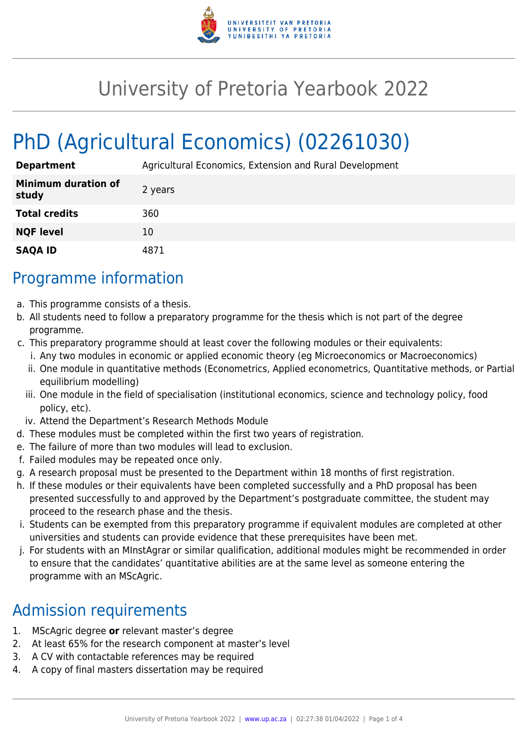# University of Pretoria Yearbook 2022

## PhD (Agricultural Economics) (02261030)

| | |
|---|---|
| **Department** | Agricultural Economics, Extension and Rural Development |
| **Minimum duration of study** | 2 years |
| **Total credits** | 360 |
| **NQF level** | 10 |
| **SAQA ID** | 4871 |

## Programme information

a. This programme consists of a thesis.
b. All students need to follow a preparatory programme for the thesis which is not part of the degree programme.
c. This preparatory programme should at least cover the following modules or their equivalents:
   i. Any two modules in economic or applied economic theory (eg Microeconomics or Macroeconomics)
   ii. One module in quantitative methods (Econometrics, Applied econometrics, Quantitative methods, or Partial equilibrium modelling)
   iii. One module in the field of specialisation (institutional economics, science and technology policy, food policy, etc).
   iv. Attend the Department's Research Methods Module
d. These modules must be completed within the first two years of registration.
e. The failure of more than two modules will lead to exclusion.
f. Failed modules may be repeated once only.
g. A research proposal must be presented to the Department within 18 months of first registration.
h. If these modules or their equivalents have been completed successfully and a PhD proposal has been presented successfully to and approved by the Department's postgraduate committee, the student may proceed to the research phase and the thesis.
i. Students can be exempted from this preparatory programme if equivalent modules are completed at other universities and students can provide evidence that these prerequisites have been met.
j. For students with an MInstAgrar or similar qualification, additional modules might be recommended in order to ensure that the candidates' quantitative abilities are at the same level as someone entering the programme with an MScAgric.

## Admission requirements

1. MScAgric degree **or** relevant master's degree
2. At least 65% for the research component at master's level
3. A CV with contactable references may be required
4. A copy of final masters dissertation may be required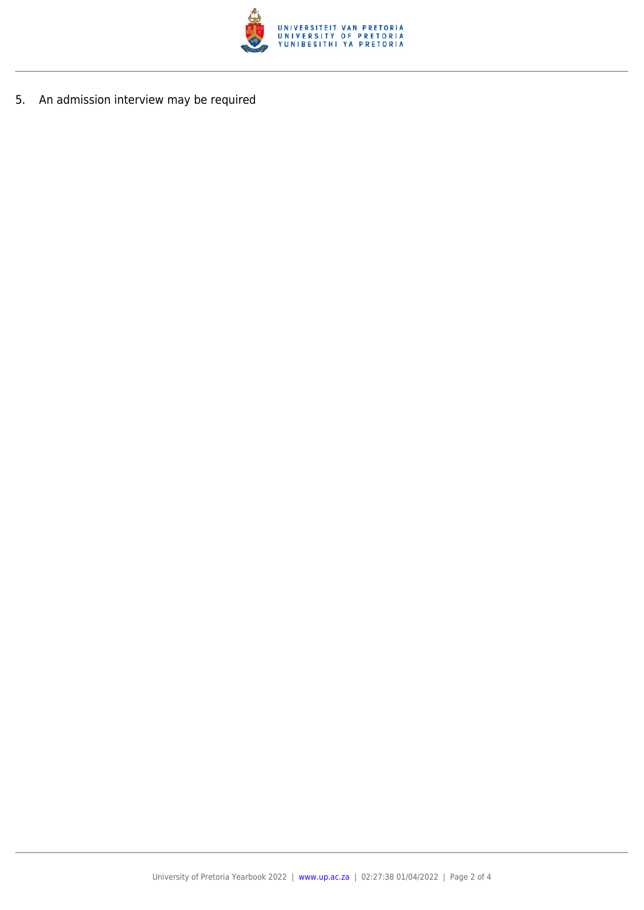5. An admission interview may be required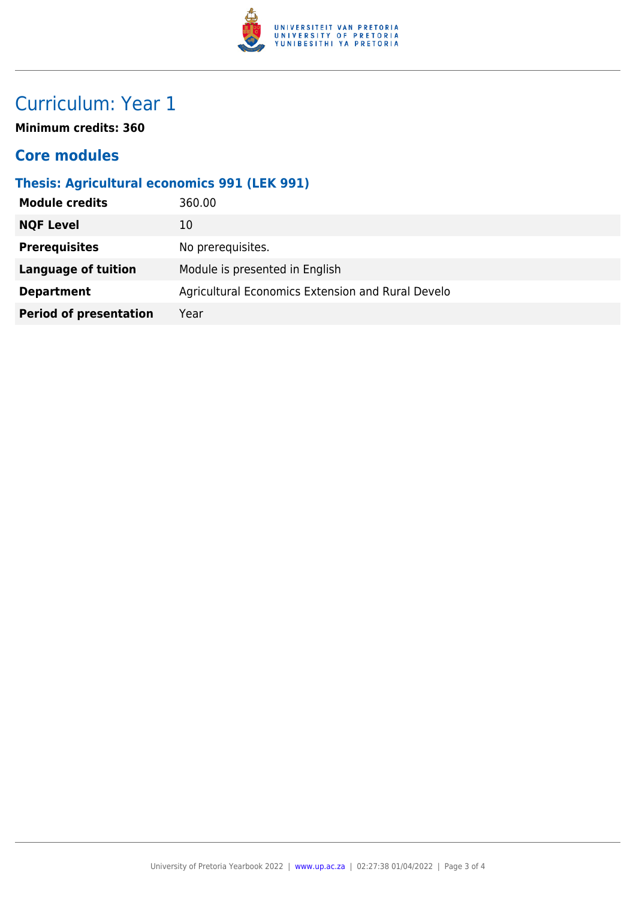# Curriculum: Year 1

**Minimum credits: 360**

## Core modules

### Thesis: Agricultural economics 991 (LEK 991)

| | |
|---|---|
| **Module credits** | 360.00 |
| **NQF Level** | 10 |
| **Prerequisites** | No prerequisites. |
| **Language of tuition** | Module is presented in English |
| **Department** | Agricultural Economics Extension and Rural Develo |
| **Period of presentation** | Year |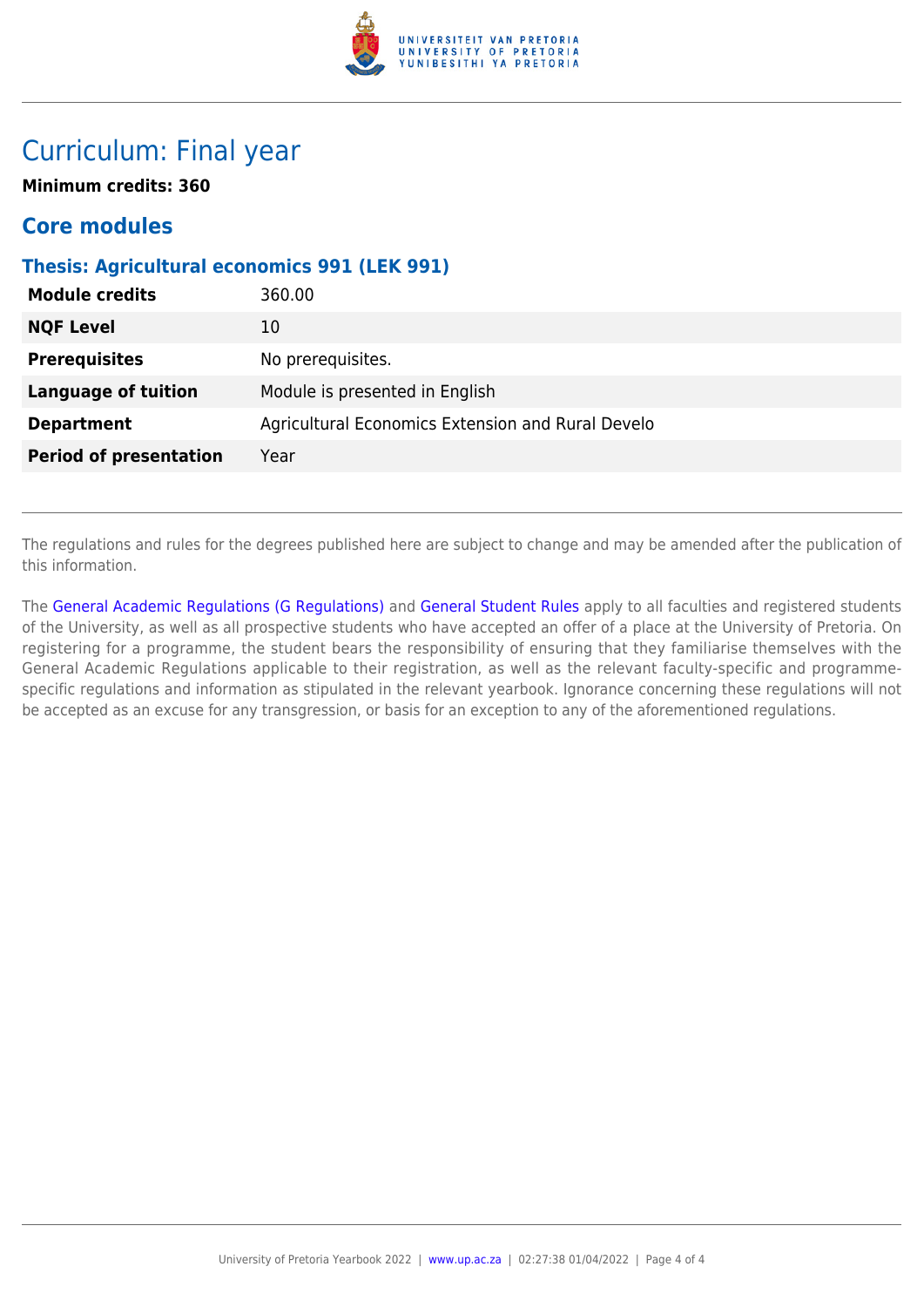# Curriculum: Final year

**Minimum credits: 360**

## Core modules

### Thesis: Agricultural economics 991 (LEK 991)

| | |
|---|---|
| **Module credits** | 360.00 |
| **NQF Level** | 10 |
| **Prerequisites** | No prerequisites. |
| **Language of tuition** | Module is presented in English |
| **Department** | Agricultural Economics Extension and Rural Develo |
| **Period of presentation** | Year |

The regulations and rules for the degrees published here are subject to change and may be amended after the publication of this information.

The General Academic Regulations (G Regulations) and General Student Rules apply to all faculties and registered students of the University, as well as all prospective students who have accepted an offer of a place at the University of Pretoria. On registering for a programme, the student bears the responsibility of ensuring that they familiarise themselves with the General Academic Regulations applicable to their registration, as well as the relevant faculty-specific and programme-specific regulations and information as stipulated in the relevant yearbook. Ignorance concerning these regulations will not be accepted as an excuse for any transgression, or basis for an exception to any of the aforementioned regulations.